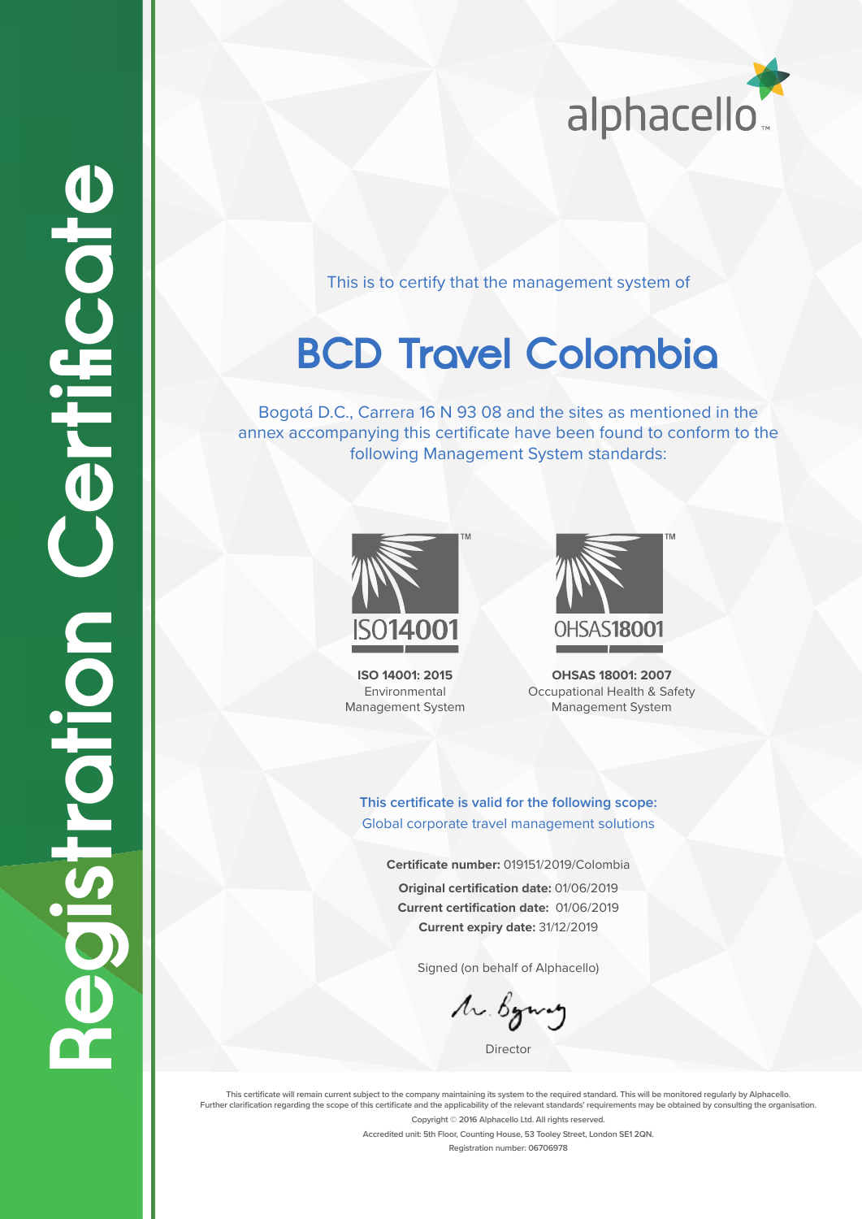# Registration Certificate

alphacello™

This is to certify that the management system of

# BCD Travel Colombia

Bogotá D.C., Carrera 16 N 93 08 and the sites as mentioned in the annex accompanying this certificate have been found to conform to the following Management System standards:

ISO14001™

**ISO 14001: 2015**
Environmental
Management System

OHSAS18001™

**OHSAS 18001: 2007**
Occupational Health & Safety
Management System

**This certificate is valid for the following scope:**
Global corporate travel management solutions

**Certificate number:** 019151/2019/Colombia

**Original certification date:** 01/06/2019

**Current certification date:** 01/06/2019

**Current expiry date:** 31/12/2019

Signed (on behalf of Alphacello)

Director

This certificate will remain current subject to the company maintaining its system to the required standard. This will be monitored regularly by Alphacello.
Further clarification regarding the scope of this certificate and the applicability of the relevant standards' requirements may be obtained by consulting the organisation.

Copyright © 2016 Alphacello Ltd. All rights reserved.

Accredited unit: 5th Floor, Counting House, 53 Tooley Street, London SE1 2QN.

Registration number: 06706978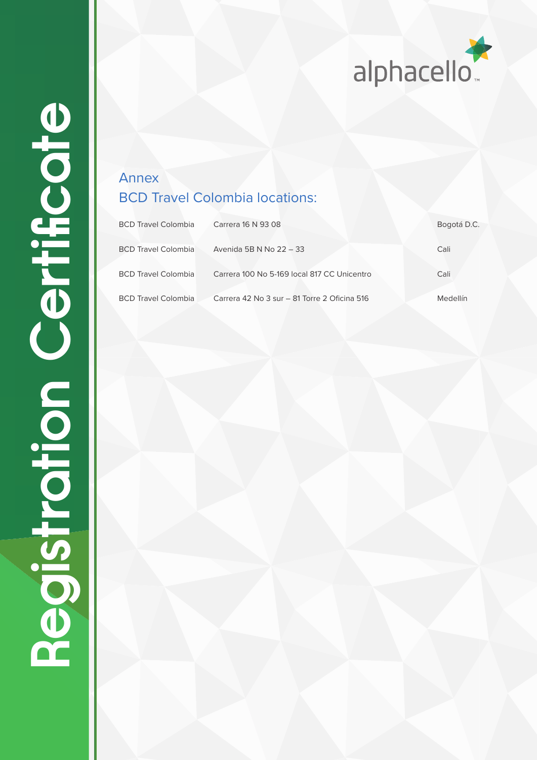# Registration Certificate

alphacello

## Annex
## BCD Travel Colombia locations:

| | | |
|---|---|---|
| BCD Travel Colombia | Carrera 16 N 93 08 | Bogotá D.C. |
| BCD Travel Colombia | Avenida 5B N No 22 – 33 | Cali |
| BCD Travel Colombia | Carrera 100 No 5-169 local 817 CC Unicentro | Cali |
| BCD Travel Colombia | Carrera 42 No 3 sur – 81 Torre 2 Oficina 516 | Medellín |